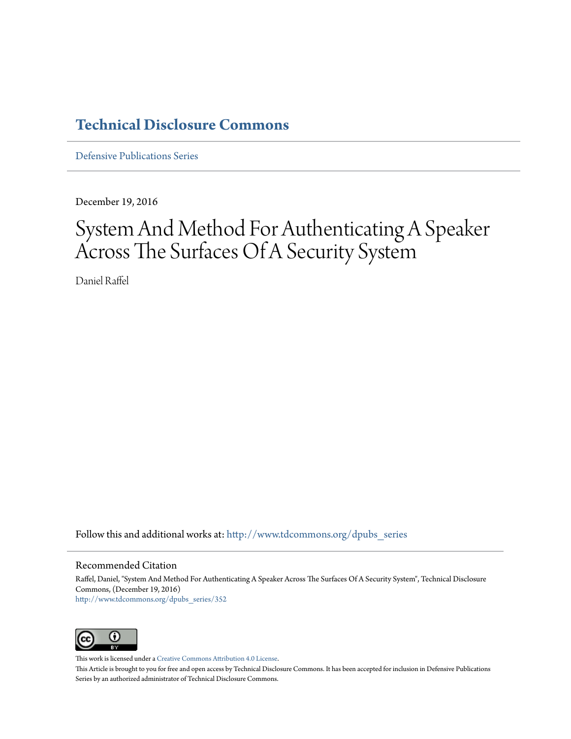# Technical Disclosure Commons

Defensive Publications Series

December 19, 2016

# System And Method For Authenticating A Speaker Across The Surfaces Of A Security System

Daniel Raffel

Follow this and additional works at: http://www.tdcommons.org/dpubs_series

## Recommended Citation

Raffel, Daniel, "System And Method For Authenticating A Speaker Across The Surfaces Of A Security System", Technical Disclosure Commons, (December 19, 2016)
http://www.tdcommons.org/dpubs_series/352

This work is licensed under a Creative Commons Attribution 4.0 License.

This Article is brought to you for free and open access by Technical Disclosure Commons. It has been accepted for inclusion in Defensive Publications Series by an authorized administrator of Technical Disclosure Commons.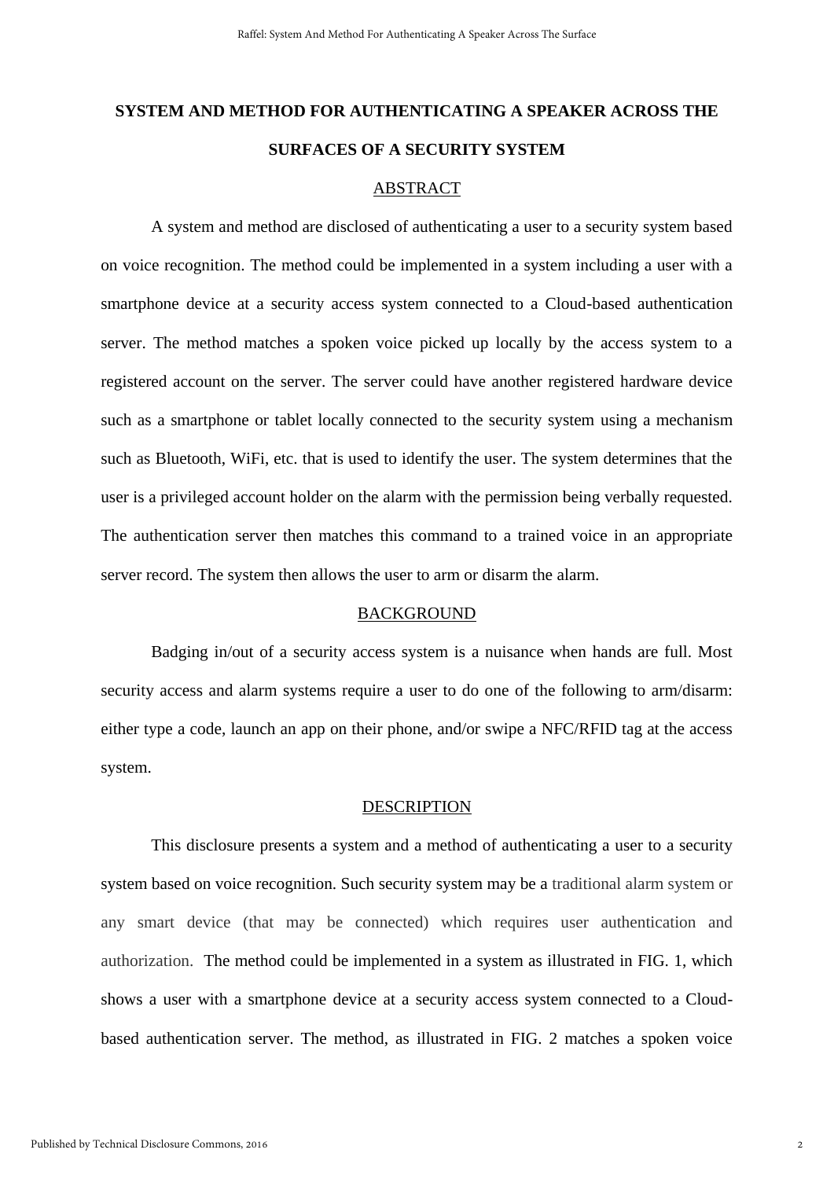# SYSTEM AND METHOD FOR AUTHENTICATING A SPEAKER ACROSS THE SURFACES OF A SECURITY SYSTEM

## ABSTRACT

A system and method are disclosed of authenticating a user to a security system based on voice recognition. The method could be implemented in a system including a user with a smartphone device at a security access system connected to a Cloud-based authentication server. The method matches a spoken voice picked up locally by the access system to a registered account on the server. The server could have another registered hardware device such as a smartphone or tablet locally connected to the security system using a mechanism such as Bluetooth, WiFi, etc. that is used to identify the user. The system determines that the user is a privileged account holder on the alarm with the permission being verbally requested. The authentication server then matches this command to a trained voice in an appropriate server record. The system then allows the user to arm or disarm the alarm.

## BACKGROUND

Badging in/out of a security access system is a nuisance when hands are full. Most security access and alarm systems require a user to do one of the following to arm/disarm: either type a code, launch an app on their phone, and/or swipe a NFC/RFID tag at the access system.

## DESCRIPTION

This disclosure presents a system and a method of authenticating a user to a security system based on voice recognition. Such security system may be a traditional alarm system or any smart device (that may be connected) which requires user authentication and authorization. The method could be implemented in a system as illustrated in FIG. 1, which shows a user with a smartphone device at a security access system connected to a Cloud-based authentication server. The method, as illustrated in FIG. 2 matches a spoken voice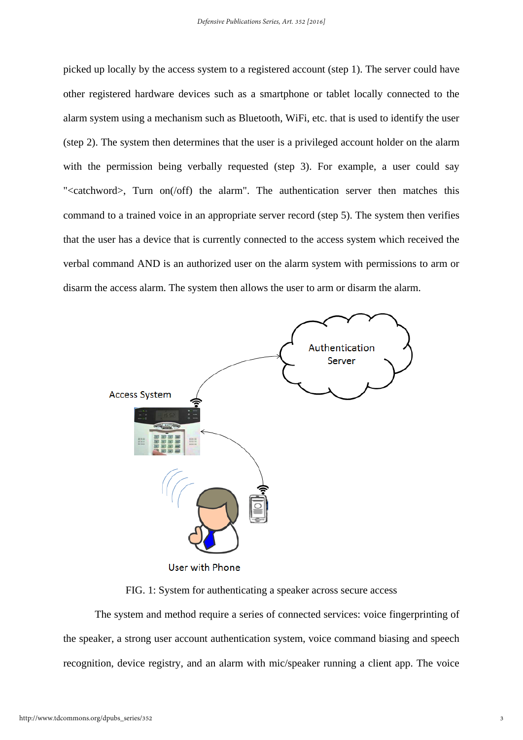picked up locally by the access system to a registered account (step 1). The server could have other registered hardware devices such as a smartphone or tablet locally connected to the alarm system using a mechanism such as Bluetooth, WiFi, etc. that is used to identify the user (step 2). The system then determines that the user is a privileged account holder on the alarm with the permission being verbally requested (step 3). For example, a user could say "<catchword>, Turn on(/off) the alarm". The authentication server then matches this command to a trained voice in an appropriate server record (step 5). The system then verifies that the user has a device that is currently connected to the access system which received the verbal command AND is an authorized user on the alarm system with permissions to arm or disarm the access alarm. The system then allows the user to arm or disarm the alarm.

FIG. 1: System for authenticating a speaker across secure access

The system and method require a series of connected services: voice fingerprinting of the speaker, a strong user account authentication system, voice command biasing and speech recognition, device registry, and an alarm with mic/speaker running a client app. The voice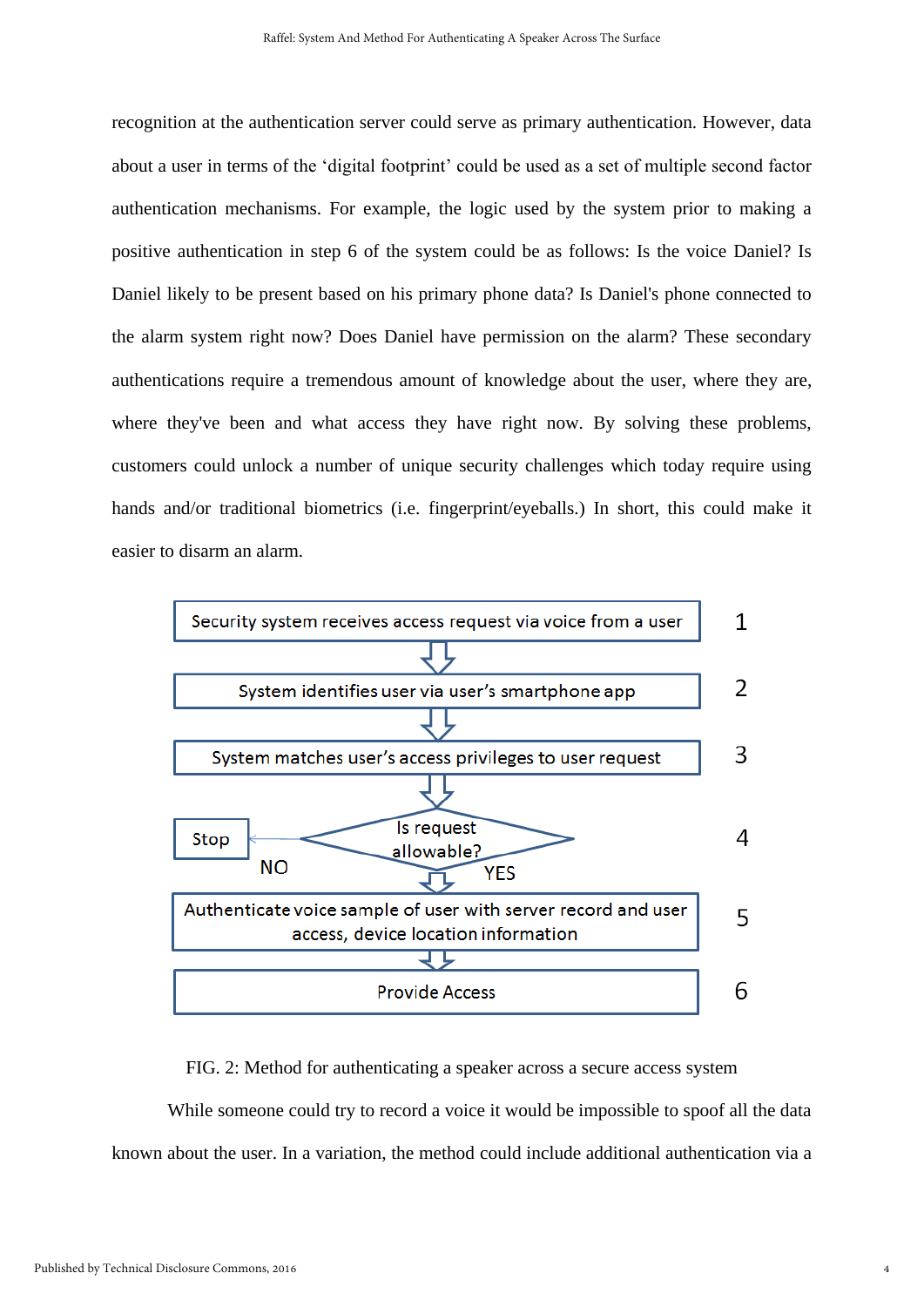recognition at the authentication server could serve as primary authentication. However, data about a user in terms of the 'digital footprint' could be used as a set of multiple second factor authentication mechanisms. For example, the logic used by the system prior to making a positive authentication in step 6 of the system could be as follows: Is the voice Daniel? Is Daniel likely to be present based on his primary phone data? Is Daniel's phone connected to the alarm system right now? Does Daniel have permission on the alarm? These secondary authentications require a tremendous amount of knowledge about the user, where they are, where they've been and what access they have right now. By solving these problems, customers could unlock a number of unique security challenges which today require using hands and/or traditional biometrics (i.e. fingerprint/eyeballs.) In short, this could make it easier to disarm an alarm.

1. Security system receives access request via voice from a user
2. System identifies user via user's smartphone app
3. System matches user's access privileges to user request
4. Is request allowable? (NO → Stop; YES → 5)
5. Authenticate voice sample of user with server record and user access, device location information
6. Provide Access

FIG. 2: Method for authenticating a speaker across a secure access system

While someone could try to record a voice it would be impossible to spoof all the data known about the user. In a variation, the method could include additional authentication via a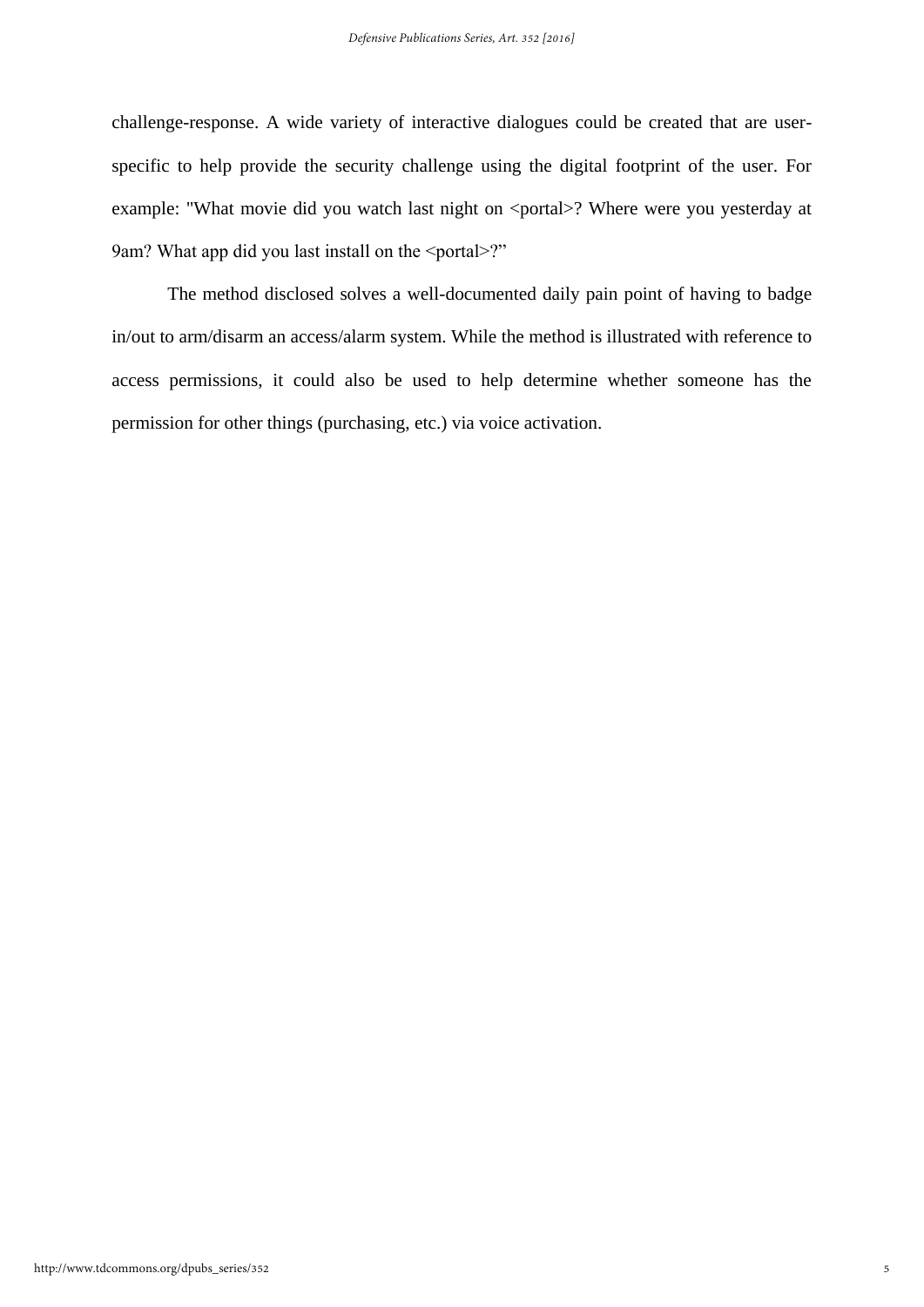challenge-response. A wide variety of interactive dialogues could be created that are user-specific to help provide the security challenge using the digital footprint of the user. For example: "What movie did you watch last night on <portal>? Where were you yesterday at 9am? What app did you last install on the <portal>?"

The method disclosed solves a well-documented daily pain point of having to badge in/out to arm/disarm an access/alarm system. While the method is illustrated with reference to access permissions, it could also be used to help determine whether someone has the permission for other things (purchasing, etc.) via voice activation.